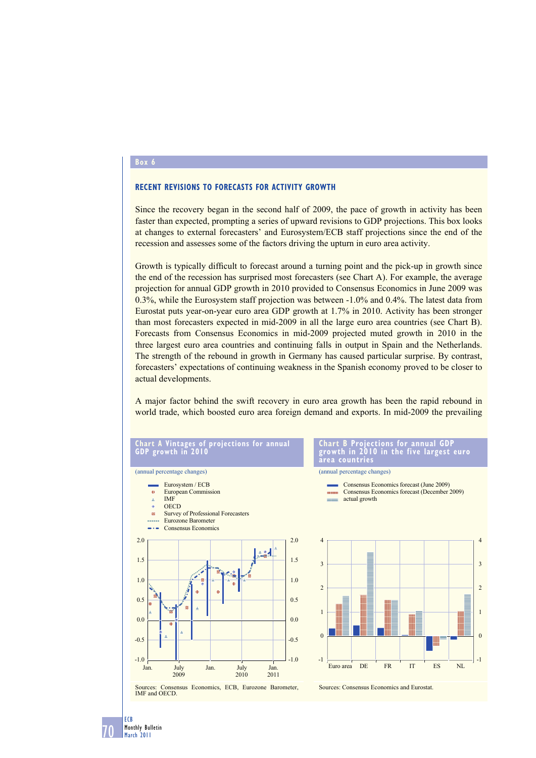Box 6

## RECENT REVISIONS TO FORECASTS FOR ACTIVITY GROWTH

Since the recovery began in the second half of 2009, the pace of growth in activity has been faster than expected, prompting a series of upward revisions to GDP projections. This box looks at changes to external forecasters' and Eurosystem/ECB staff projections since the end of the recession and assesses some of the factors driving the upturn in euro area activity.

Growth is typically difficult to forecast around a turning point and the pick-up in growth since the end of the recession has surprised most forecasters (see Chart A). For example, the average projection for annual GDP growth in 2010 provided to Consensus Economics in June 2009 was 0.3%, while the Eurosystem staff projection was between -1.0% and 0.4%. The latest data from Eurostat puts year-on-year euro area GDP growth at 1.7% in 2010. Activity has been stronger than most forecasters expected in mid-2009 in all the large euro area countries (see Chart B). Forecasts from Consensus Economics in mid-2009 projected muted growth in 2010 in the three largest euro area countries and continuing falls in output in Spain and the Netherlands. The strength of the rebound in growth in Germany has caused particular surprise. By contrast, forecasters' expectations of continuing weakness in the Spanish economy proved to be closer to actual developments.

A major factor behind the swift recovery in euro area growth has been the rapid rebound in world trade, which boosted euro area foreign demand and exports. In mid-2009 the prevailing

**Chart A Vintages of projections for annual GDP growth in 2010**

(annual percentage changes)

- Eurosystem / ECB
- European Commission
- IMF
- OECD
- Survey of Professional Forecasters
- Eurozone Barometer
- Consensus Economics

Sources: Consensus Economics, ECB, Eurozone Barometer, IMF and OECD.

**Chart B Projections for annual GDP growth in 2010 in the five largest euro area countries**

(annual percentage changes)

- Consensus Economics forecast (June 2009)
- Consensus Economics forecast (December 2009)
- actual growth

Sources: Consensus Economics and Eurostat.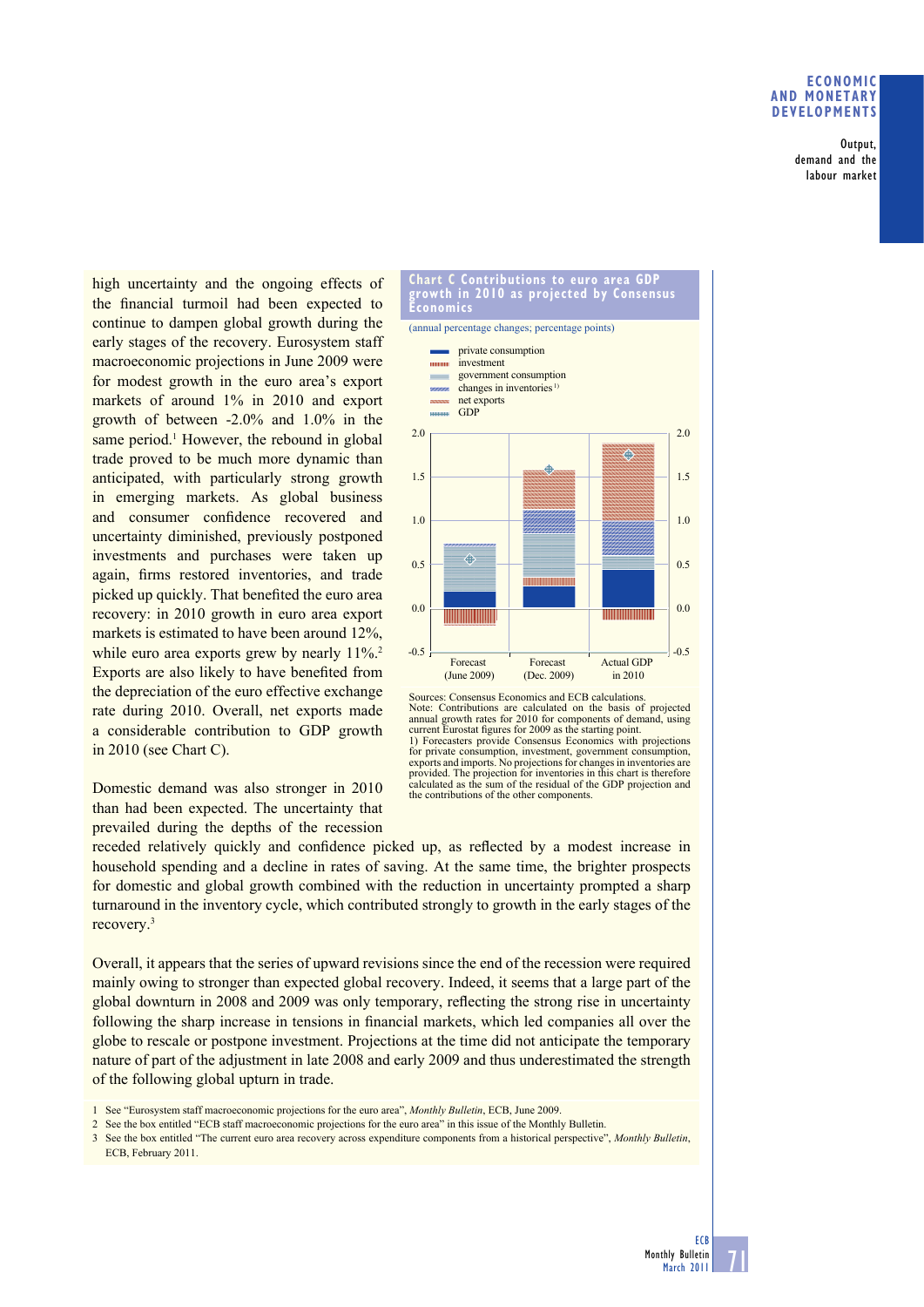high uncertainty and the ongoing effects of the financial turmoil had been expected to continue to dampen global growth during the early stages of the recovery. Eurosystem staff macroeconomic projections in June 2009 were for modest growth in the euro area's export markets of around 1% in 2010 and export growth of between -2.0% and 1.0% in the same period.[1] However, the rebound in global trade proved to be much more dynamic than anticipated, with particularly strong growth in emerging markets. As global business and consumer confidence recovered and uncertainty diminished, previously postponed investments and purchases were taken up again, firms restored inventories, and trade picked up quickly. That benefited the euro area recovery: in 2010 growth in euro area export markets is estimated to have been around 12%, while euro area exports grew by nearly 11%.[2] Exports are also likely to have benefited from the depreciation of the euro effective exchange rate during 2010. Overall, net exports made a considerable contribution to GDP growth in 2010 (see Chart C).

**Chart C Contributions to euro area GDP growth in 2010 as projected by Consensus Economics**

(annual percentage changes; percentage points)

private consumption
investment
government consumption
changes in inventories 1)
net exports
GDP

2.0
1.5
1.0
0.5
0.0
-0.5

Forecast (June 2009)
Forecast (Dec. 2009)
Actual GDP in 2010

Sources: Consensus Economics and ECB calculations.
Note: Contributions are calculated on the basis of projected annual growth rates for 2010 for components of demand, using current Eurostat figures for 2009 as the starting point.
1) Forecasters provide Consensus Economics with projections for private consumption, investment, government consumption, exports and imports. No projections for changes in inventories are provided. The projection for inventories in this chart is therefore calculated as the sum of the residual of the GDP projection and the contributions of the other components.

Domestic demand was also stronger in 2010 than had been expected. The uncertainty that prevailed during the depths of the recession receded relatively quickly and confidence picked up, as reflected by a modest increase in household spending and a decline in rates of saving. At the same time, the brighter prospects for domestic and global growth combined with the reduction in uncertainty prompted a sharp turnaround in the inventory cycle, which contributed strongly to growth in the early stages of the recovery.[3]

Overall, it appears that the series of upward revisions since the end of the recession were required mainly owing to stronger than expected global recovery. Indeed, it seems that a large part of the global downturn in 2008 and 2009 was only temporary, reflecting the strong rise in uncertainty following the sharp increase in tensions in financial markets, which led companies all over the globe to rescale or postpone investment. Projections at the time did not anticipate the temporary nature of part of the adjustment in late 2008 and early 2009 and thus underestimated the strength of the following global upturn in trade.

1 See "Eurosystem staff macroeconomic projections for the euro area", *Monthly Bulletin*, ECB, June 2009.
2 See the box entitled "ECB staff macroeconomic projections for the euro area" in this issue of the Monthly Bulletin.
3 See the box entitled "The current euro area recovery across expenditure components from a historical perspective", *Monthly Bulletin*, ECB, February 2011.